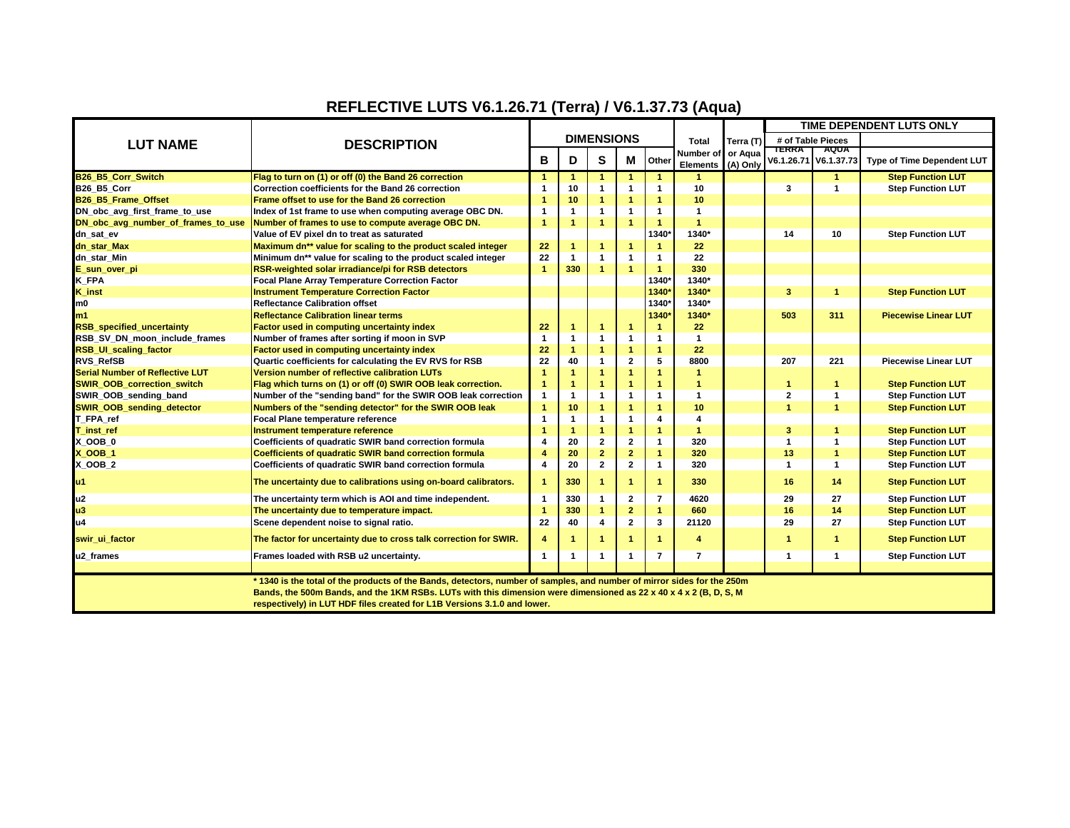# REFLECTIVE LUTS V6.1.26.71 (Terra) / V6.1.37.73 (Aqua)

| LUT NAME | DESCRIPTION | DIMENSIONS | | | | | Total Number of Elements | Terra (T) or Aqua (A) Only | TIME DEPENDENT LUTS ONLY | | |
|---|---|---|---|---|---|---|---|---|---|---|---|
| | | | | | | | | | # of Table Pieces | | |
| | | B | D | S | M | Other | | | TERRA V6.1.26.71 | AQUA V6.1.37.73 | Type of Time Dependent LUT |
| B26_B5_Corr_Switch | Flag to turn on (1) or off (0) the Band 26 correction | 1 | 1 | 1 | 1 | 1 | 1 | | | 1 | Step Function LUT |
| B26_B5_Corr | Correction coefficients for the Band 26 correction | 1 | 10 | 1 | 1 | 1 | 10 | | 3 | 1 | Step Function LUT |
| B26_B5_Frame_Offset | Frame offset to use for the Band 26 correction | 1 | 10 | 1 | 1 | 1 | 10 | | | | |
| DN_obc_avg_first_frame_to_use | Index of 1st frame to use when computing average OBC DN. | 1 | 1 | 1 | 1 | 1 | 1 | | | | |
| DN_obc_avg_number_of_frames_to_use | Number of frames to use to compute average OBC DN. | 1 | 1 | 1 | 1 | 1 | 1 | | | | |
| dn_sat_ev | Value of EV pixel dn to treat as saturated | | | | | 1340* | 1340* | | 14 | 10 | Step Function LUT |
| dn_star_Max | Maximum dn** value for scaling to the product scaled integer | 22 | 1 | 1 | 1 | 1 | 22 | | | | |
| dn_star_Min | Minimum dn** value for scaling to the product scaled integer | 22 | 1 | 1 | 1 | 1 | 22 | | | | |
| E_sun_over_pi | RSR-weighted solar irradiance/pi for RSB detectors | 1 | 330 | 1 | 1 | 1 | 330 | | | | |
| K_FPA | Focal Plane Array Temperature Correction Factor | | | | | 1340* | 1340* | | | | |
| K_inst | Instrument Temperature Correction Factor | | | | | 1340* | 1340* | | 3 | 1 | Step Function LUT |
| m0 | Reflectance Calibration offset | | | | | 1340* | 1340* | | | | |
| m1 | Reflectance Calibration linear terms | | | | | 1340* | 1340* | | 503 | 311 | Piecewise Linear LUT |
| RSB_specified_uncertainty | Factor used in computing uncertainty index | 22 | 1 | 1 | 1 | 1 | 22 | | | | |
| RSB_SV_DN_moon_include_frames | Number of frames after sorting if moon in SVP | 1 | 1 | 1 | 1 | 1 | 1 | | | | |
| RSB_UI_scaling_factor | Factor used in computing uncertainty index | 22 | 1 | 1 | 1 | 1 | 22 | | | | |
| RVS_RefSB | Quartic coefficients for calculating the EV RVS for RSB | 22 | 40 | 1 | 2 | 5 | 8800 | | 207 | 221 | Piecewise Linear LUT |
| Serial Number of Reflective LUT | Version number of reflective calibration LUTs | 1 | 1 | 1 | 1 | 1 | 1 | | | | |
| SWIR_OOB_correction_switch | Flag which turns on (1) or off (0) SWIR OOB leak correction. | 1 | 1 | 1 | 1 | 1 | 1 | | 1 | 1 | Step Function LUT |
| SWIR_OOB_sending_band | Number of the "sending band" for the SWIR OOB leak correction | 1 | 1 | 1 | 1 | 1 | 1 | | 2 | 1 | Step Function LUT |
| SWIR_OOB_sending_detector | Numbers of the "sending detector" for the SWIR OOB leak | 1 | 10 | 1 | 1 | 1 | 10 | | 1 | 1 | Step Function LUT |
| T_FPA_ref | Focal Plane temperature reference | 1 | 1 | 1 | 1 | 4 | 4 | | | | |
| T_inst_ref | Instrument temperature reference | 1 | 1 | 1 | 1 | 1 | 1 | | 3 | 1 | Step Function LUT |
| X_OOB_0 | Coefficients of quadratic SWIR band correction formula | 4 | 20 | 2 | 2 | 1 | 320 | | 1 | 1 | Step Function LUT |
| X_OOB_1 | Coefficients of quadratic SWIR band correction formula | 4 | 20 | 2 | 2 | 1 | 320 | | 13 | 1 | Step Function LUT |
| X_OOB_2 | Coefficients of quadratic SWIR band correction formula | 4 | 20 | 2 | 2 | 1 | 320 | | 1 | 1 | Step Function LUT |
| u1 | The uncertainty due to calibrations using on-board calibrators. | 1 | 330 | 1 | 1 | 1 | 330 | | 16 | 14 | Step Function LUT |
| u2 | The uncertainty term which is AOI and time independent. | 1 | 330 | 1 | 2 | 7 | 4620 | | 29 | 27 | Step Function LUT |
| u3 | The uncertainty due to temperature impact. | 1 | 330 | 1 | 2 | 1 | 660 | | 16 | 14 | Step Function LUT |
| u4 | Scene dependent noise to signal ratio. | 22 | 40 | 4 | 2 | 3 | 21120 | | 29 | 27 | Step Function LUT |
| swir_ui_factor | The factor for uncertainty due to cross talk correction for SWIR. | 4 | 1 | 1 | 1 | 1 | 4 | | 1 | 1 | Step Function LUT |
| u2_frames | Frames loaded with RSB u2 uncertainty. | 1 | 1 | 1 | 1 | 7 | 7 | | 1 | 1 | Step Function LUT |

* 1340 is the total of the products of the Bands, detectors, number of samples, and number of mirror sides for the 250m Bands, the 500m Bands, and the 1KM RSBs. LUTs with this dimension were dimensioned as 22 x 40 x 4 x 2 (B, D, S, M respectively) in LUT HDF files created for L1B Versions 3.1.0 and lower.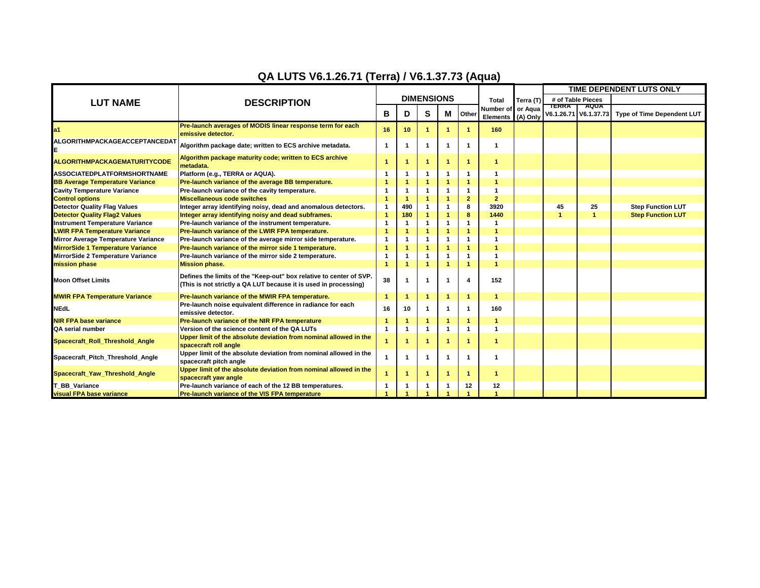# QA LUTS V6.1.26.71 (Terra) / V6.1.37.73 (Aqua)

| LUT NAME | DESCRIPTION | DIMENSIONS | | | | | Total Number of Elements | Terra (T) or Aqua (A) Only | TIME DEPENDENT LUTS ONLY | | |
|---|---|---|---|---|---|---|---|---|---|---|---|
| | | | | | | | | | # of Table Pieces | | |
| | | B | D | S | M | Other | | | TERRA V6.1.26.71 | AQUA V6.1.37.73 | Type of Time Dependent LUT |
| a1 | Pre-launch averages of MODIS linear response term for each emissive detector. | 16 | 10 | 1 | 1 | 1 | 160 | | | | |
| ALGORITHMPACKAGEACCEPTANCEDATE | Algorithm package date; written to ECS archive metadata. | 1 | 1 | 1 | 1 | 1 | 1 | | | | |
| ALGORITHMPACKAGEMATURITYCODE | Algorithm package maturity code; written to ECS archive metadata. | 1 | 1 | 1 | 1 | 1 | 1 | | | | |
| ASSOCIATEDPLATFORMSHORTNAME | Platform (e.g., TERRA or AQUA). | 1 | 1 | 1 | 1 | 1 | 1 | | | | |
| BB Average Temperature Variance | Pre-launch variance of the average BB temperature. | 1 | 1 | 1 | 1 | 1 | 1 | | | | |
| Cavity Temperature Variance | Pre-launch variance of the cavity temperature. | 1 | 1 | 1 | 1 | 1 | 1 | | | | |
| Control options | Miscellaneous code switches | 1 | 1 | 1 | 1 | 2 | 2 | | | | |
| Detector Quality Flag Values | Integer array identifying noisy, dead and anomalous detectors. | 1 | 490 | 1 | 1 | 8 | 3920 | | 45 | 25 | Step Function LUT |
| Detector Quality Flag2 Values | Integer array identifying noisy and dead subframes. | 1 | 180 | 1 | 1 | 8 | 1440 | | 1 | 1 | Step Function LUT |
| Instrument Temperature Variance | Pre-launch variance of the instrument temperature. | 1 | 1 | 1 | 1 | 1 | 1 | | | | |
| LWIR FPA Temperature Variance | Pre-launch variance of the LWIR FPA temperature. | 1 | 1 | 1 | 1 | 1 | 1 | | | | |
| Mirror Average Temperature Variance | Pre-launch variance of the average mirror side temperature. | 1 | 1 | 1 | 1 | 1 | 1 | | | | |
| MirrorSide 1 Temperature Variance | Pre-launch variance of the mirror side 1 temperature. | 1 | 1 | 1 | 1 | 1 | 1 | | | | |
| MirrorSide 2 Temperature Variance | Pre-launch variance of the mirror side 2 temperature. | 1 | 1 | 1 | 1 | 1 | 1 | | | | |
| mission phase | Mission phase. | 1 | 1 | 1 | 1 | 1 | 1 | | | | |
| Moon Offset Limits | Defines the limits of the "Keep-out" box relative to center of SVP. (This is not strictly a QA LUT because it is used in processing) | 38 | 1 | 1 | 1 | 4 | 152 | | | | |
| MWIR FPA Temperature Variance | Pre-launch variance of the MWIR FPA temperature. | 1 | 1 | 1 | 1 | 1 | 1 | | | | |
| NEdL | Pre-launch noise equivalent difference in radiance for each emissive detector. | 16 | 10 | 1 | 1 | 1 | 160 | | | | |
| NIR FPA base variance | Pre-launch variance of the NIR FPA temperature | 1 | 1 | 1 | 1 | 1 | 1 | | | | |
| QA serial number | Version of the science content of the QA LUTs | 1 | 1 | 1 | 1 | 1 | 1 | | | | |
| Spacecraft_Roll_Threshold_Angle | Upper limit of the absolute deviation from nominal allowed in the spacecraft roll angle | 1 | 1 | 1 | 1 | 1 | 1 | | | | |
| Spacecraft_Pitch_Threshold_Angle | Upper limit of the absolute deviation from nominal allowed in the spacecraft pitch angle | 1 | 1 | 1 | 1 | 1 | 1 | | | | |
| Spacecraft_Yaw_Threshold_Angle | Upper limit of the absolute deviation from nominal allowed in the spacecraft yaw angle | 1 | 1 | 1 | 1 | 1 | 1 | | | | |
| T_BB_Variance | Pre-launch variance of each of the 12 BB temperatures. | 1 | 1 | 1 | 1 | 12 | 12 | | | | |
| visual FPA base variance | Pre-launch variance of the VIS FPA temperature | 1 | 1 | 1 | 1 | 1 | 1 | | | | |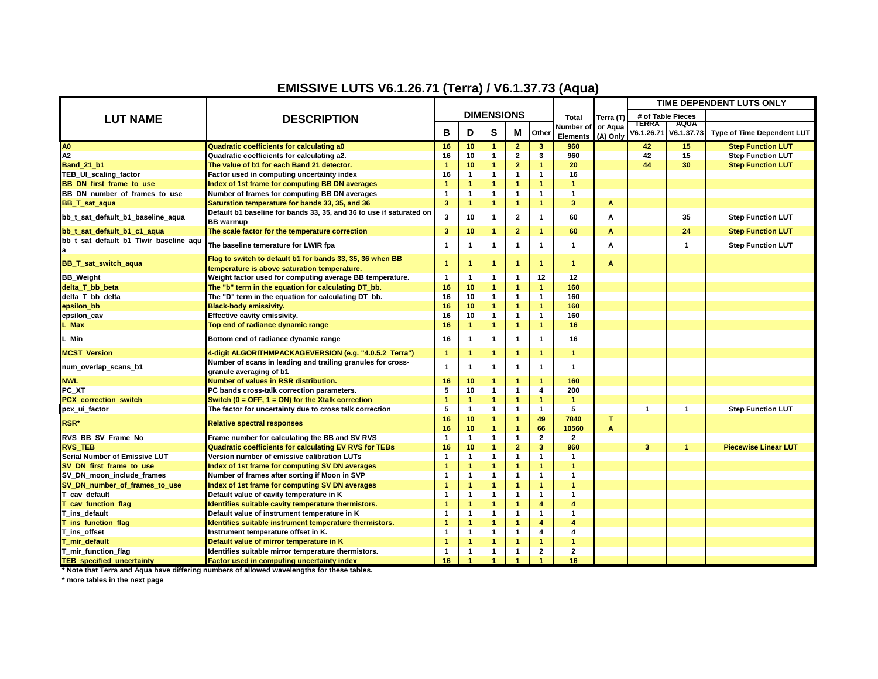# EMISSIVE LUTS V6.1.26.71 (Terra) / V6.1.37.73 (Aqua)

| LUT NAME | DESCRIPTION | DIMENSIONS | | | | | Total Number of Elements | Terra (T) or Aqua (A) Only | TIME DEPENDENT LUTS ONLY | | |
|---|---|---|---|---|---|---|---|---|---|---|---|
| | | | | | | | | | # of Table Pieces | | |
| | | B | D | S | M | Other | | | TERRA V6.1.26.71 | AQUA V6.1.37.73 | Type of Time Dependent LUT |
| A0 | Quadratic coefficients for calculating a0 | 16 | 10 | 1 | 2 | 3 | 960 | | 42 | 15 | Step Function LUT |
| A2 | Quadratic coefficients for calculating a2. | 16 | 10 | 1 | 2 | 3 | 960 | | 42 | 15 | Step Function LUT |
| Band_21_b1 | The value of b1 for each Band 21 detector. | 1 | 10 | 1 | 2 | 1 | 20 | | 44 | 30 | Step Function LUT |
| TEB_UI_scaling_factor | Factor used in computing uncertainty index | 16 | 1 | 1 | 1 | 1 | 16 | | | | |
| BB_DN_first_frame_to_use | Index of 1st frame for computing BB DN averages | 1 | 1 | 1 | 1 | 1 | 1 | | | | |
| BB_DN_number_of_frames_to_use | Number of frames for computing BB DN averages | 1 | 1 | 1 | 1 | 1 | 1 | | | | |
| BB_T_sat_aqua | Saturation temperature for bands 33, 35, and 36 | 3 | 1 | 1 | 1 | 1 | 3 | A | | | |
| bb_t_sat_default_b1_baseline_aqua | Default b1 baseline for bands 33, 35, and 36 to use if saturated on BB warmup | 3 | 10 | 1 | 2 | 1 | 60 | A | | 35 | Step Function LUT |
| bb_t_sat_default_b1_c1_aqua | The scale factor for the temperature correction | 3 | 10 | 1 | 2 | 1 | 60 | A | | 24 | Step Function LUT |
| bb_t_sat_default_b1_Tlwir_baseline_aqua | The baseline temerature for LWIR fpa | 1 | 1 | 1 | 1 | 1 | 1 | A | | 1 | Step Function LUT |
| BB_T_sat_switch_aqua | Flag to switch to default b1 for bands 33, 35, 36 when BB temperature is above saturation temperature. | 1 | 1 | 1 | 1 | 1 | 1 | A | | | |
| BB_Weight | Weight factor used for computing average BB temperature. | 1 | 1 | 1 | 1 | 12 | 12 | | | | |
| delta_T_bb_beta | The "b" term in the equation for calculating DT_bb. | 16 | 10 | 1 | 1 | 1 | 160 | | | | |
| delta_T_bb_delta | The "D" term in the equation for calculating DT_bb. | 16 | 10 | 1 | 1 | 1 | 160 | | | | |
| epsilon_bb | Black-body emissivity. | 16 | 10 | 1 | 1 | 1 | 160 | | | | |
| epsilon_cav | Effective cavity emissivity. | 16 | 10 | 1 | 1 | 1 | 160 | | | | |
| L_Max | Top end of radiance dynamic range | 16 | 1 | 1 | 1 | 1 | 16 | | | | |
| L_Min | Bottom end of radiance dynamic range | 16 | 1 | 1 | 1 | 1 | 16 | | | | |
| MCST_Version | 4-digit ALGORITHMPACKAGEVERSION (e.g. "4.0.5.2_Terra") | 1 | 1 | 1 | 1 | 1 | 1 | | | | |
| num_overlap_scans_b1 | Number of scans in leading and trailing granules for cross-granule averaging of b1 | 1 | 1 | 1 | 1 | 1 | 1 | | | | |
| NWL | Number of values in RSR distribution. | 16 | 10 | 1 | 1 | 1 | 160 | | | | |
| PC_XT | PC bands cross-talk correction parameters. | 5 | 10 | 1 | 1 | 4 | 200 | | | | |
| PCX_correction_switch | Switch (0 = OFF, 1 = ON) for the Xtalk correction | 1 | 1 | 1 | 1 | 1 | 1 | | | | |
| pcx_ui_factor | The factor for uncertainty due to cross talk correction | 5 | 1 | 1 | 1 | 1 | 5 | | 1 | 1 | Step Function LUT |
| RSR* | Relative spectral responses | 16 | 10 | 1 | 1 | 49 | 7840 | T | | | |
| | | 16 | 10 | 1 | 1 | 66 | 10560 | A | | | |
| RVS_BB_SV_Frame_No | Frame number for calculating the BB and SV RVS | 1 | 1 | 1 | 1 | 2 | 2 | | | | |
| RVS_TEB | Quadratic coefficients for calculating EV RVS for TEBs | 16 | 10 | 1 | 2 | 3 | 960 | | 3 | 1 | Piecewise Linear LUT |
| Serial Number of Emissive LUT | Version number of emissive calibration LUTs | 1 | 1 | 1 | 1 | 1 | 1 | | | | |
| SV_DN_first_frame_to_use | Index of 1st frame for computing SV DN averages | 1 | 1 | 1 | 1 | 1 | 1 | | | | |
| SV_DN_moon_include_frames | Number of frames after sorting if Moon in SVP | 1 | 1 | 1 | 1 | 1 | 1 | | | | |
| SV_DN_number_of_frames_to_use | Index of 1st frame for computing SV DN averages | 1 | 1 | 1 | 1 | 1 | 1 | | | | |
| T_cav_default | Default value of cavity temperature in K | 1 | 1 | 1 | 1 | 1 | 1 | | | | |
| T_cav_function_flag | Identifies suitable cavity temperature thermistors. | 1 | 1 | 1 | 1 | 4 | 4 | | | | |
| T_ins_default | Default value of instrument temperature in K | 1 | 1 | 1 | 1 | 1 | 1 | | | | |
| T_ins_function_flag | Identifies suitable instrument temperature thermistors. | 1 | 1 | 1 | 1 | 4 | 4 | | | | |
| T_ins_offset | Instrument temperature offset in K. | 1 | 1 | 1 | 1 | 4 | 4 | | | | |
| T_mir_default | Default value of mirror temperature in K | 1 | 1 | 1 | 1 | 1 | 1 | | | | |
| T_mir_function_flag | Identifies suitable mirror temperature thermistors. | 1 | 1 | 1 | 1 | 2 | 2 | | | | |
| TEB_specified_uncertainty | Factor used in computing uncertainty index | 16 | 1 | 1 | 1 | 1 | 16 | | | | |

\* Note that Terra and Aqua have differing numbers of allowed wavelengths for these tables.

\* more tables in the next page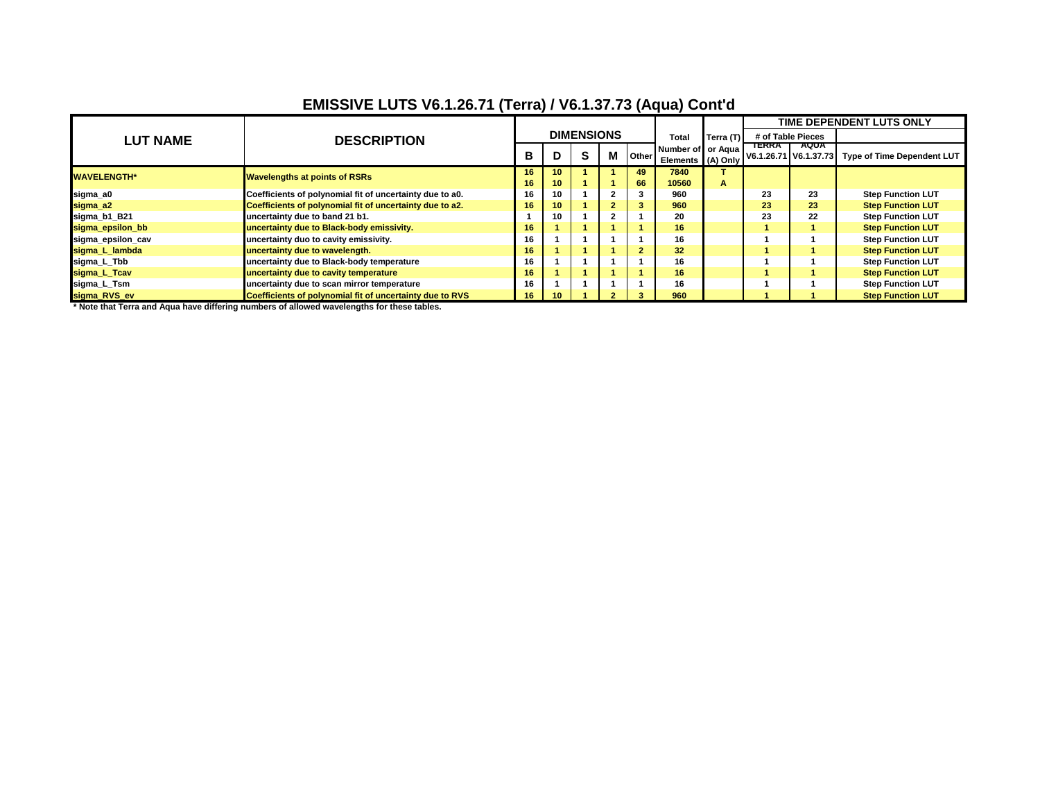## EMISSIVE LUTS V6.1.26.71 (Terra) / V6.1.37.73 (Aqua) Cont'd

| LUT NAME | DESCRIPTION | DIMENSIONS | | | | | Total Number of Elements | Terra (T) or Aqua (A) Only | TIME DEPENDENT LUTS ONLY | | |
|---|---|---|---|---|---|---|---|---|---|---|---|
| | | | | | | | | | # of Table Pieces | | |
| | | B | D | S | M | Other | | | TERRA V6.1.26.71 | AQUA V6.1.37.73 | Type of Time Dependent LUT |
| WAVELENGTH* | Wavelengths at points of RSRs | 16 | 10 | 1 | 1 | 49 | 7840 | T | | | |
| | | 16 | 10 | 1 | 1 | 66 | 10560 | A | | | |
| sigma_a0 | Coefficients of polynomial fit of uncertainty due to a0. | 16 | 10 | 1 | 2 | 3 | 960 | | 23 | 23 | Step Function LUT |
| sigma_a2 | Coefficients of polynomial fit of uncertainty due to a2. | 16 | 10 | 1 | 2 | 3 | 960 | | 23 | 23 | Step Function LUT |
| sigma_b1_B21 | uncertainty due to band 21 b1. | 1 | 10 | 1 | 2 | 1 | 20 | | 23 | 22 | Step Function LUT |
| sigma_epsilon_bb | uncertainty due to Black-body emissivity. | 16 | 1 | 1 | 1 | 1 | 16 | | 1 | 1 | Step Function LUT |
| sigma_epsilon_cav | uncertainty duo to cavity emissivity. | 16 | 1 | 1 | 1 | 1 | 16 | | 1 | 1 | Step Function LUT |
| sigma_L_lambda | uncertainty due to wavelength. | 16 | 1 | 1 | 1 | 2 | 32 | | 1 | 1 | Step Function LUT |
| sigma_L_Tbb | uncertainty due to Black-body temperature | 16 | 1 | 1 | 1 | 1 | 16 | | 1 | 1 | Step Function LUT |
| sigma_L_Tcav | uncertainty due to cavity temperature | 16 | 1 | 1 | 1 | 1 | 16 | | 1 | 1 | Step Function LUT |
| sigma_L_Tsm | uncertainty due to scan mirror temperature | 16 | 1 | 1 | 1 | 1 | 16 | | 1 | 1 | Step Function LUT |
| sigma_RVS_ev | Coefficients of polynomial fit of uncertainty due to RVS | 16 | 10 | 1 | 2 | 3 | 960 | | 1 | 1 | Step Function LUT |

* Note that Terra and Aqua have differing numbers of allowed wavelengths for these tables.